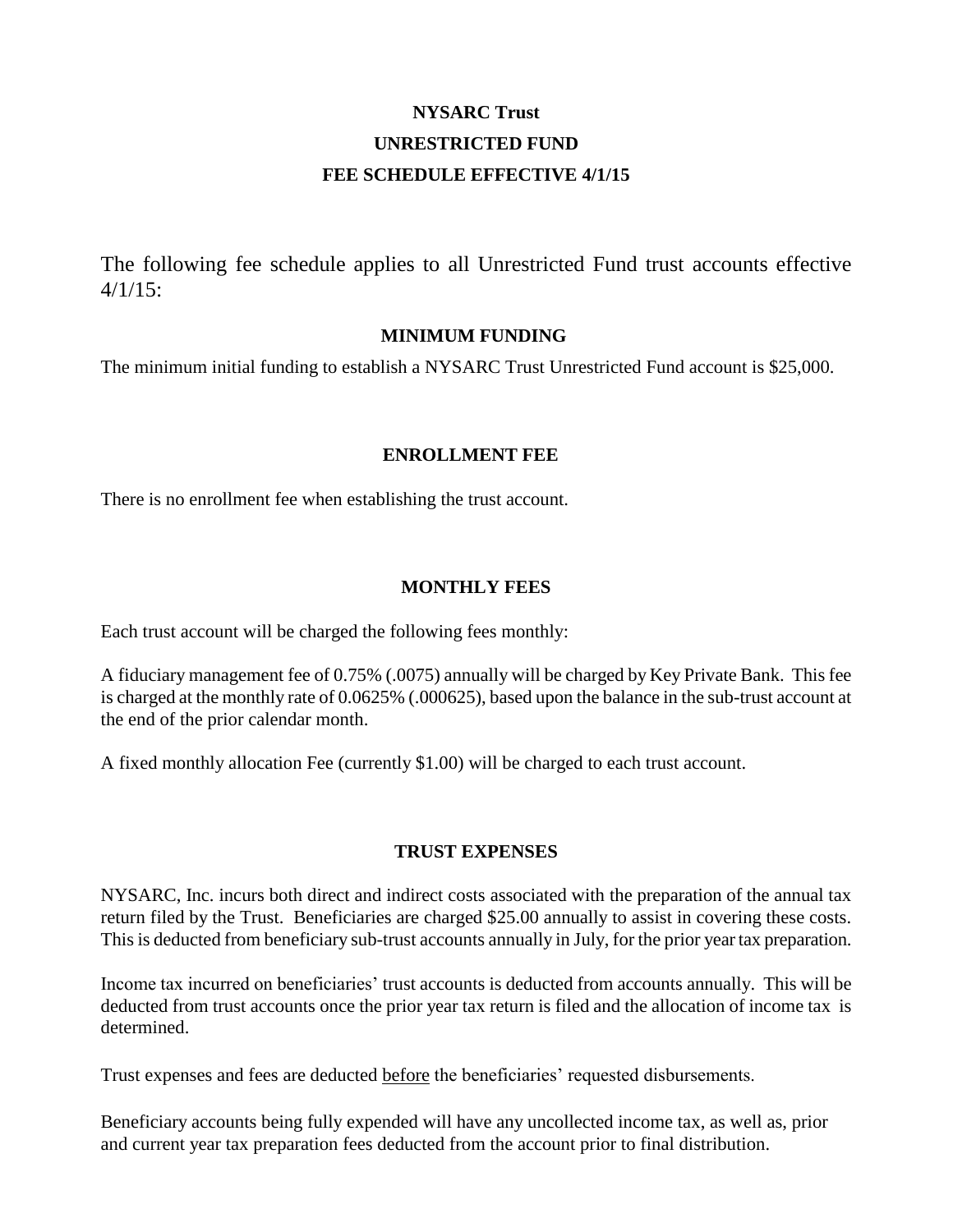# NYSARC Trust

## UNRESTRICTED FUND

## FEE SCHEDULE EFFECTIVE 4/1/15

The following fee schedule applies to all Unrestricted Fund trust accounts effective 4/1/15:

### MINIMUM FUNDING

The minimum initial funding to establish a NYSARC Trust Unrestricted Fund account is $25,000.

### ENROLLMENT FEE

There is no enrollment fee when establishing the trust account.

### MONTHLY FEES

Each trust account will be charged the following fees monthly:

A fiduciary management fee of 0.75% (.0075) annually will be charged by Key Private Bank. This fee is charged at the monthly rate of 0.0625% (.000625), based upon the balance in the sub-trust account at the end of the prior calendar month.

A fixed monthly allocation Fee (currently $1.00) will be charged to each trust account.

### TRUST EXPENSES

NYSARC, Inc. incurs both direct and indirect costs associated with the preparation of the annual tax return filed by the Trust. Beneficiaries are charged $25.00 annually to assist in covering these costs. This is deducted from beneficiary sub-trust accounts annually in July, for the prior year tax preparation.

Income tax incurred on beneficiaries' trust accounts is deducted from accounts annually. This will be deducted from trust accounts once the prior year tax return is filed and the allocation of income tax is determined.

Trust expenses and fees are deducted <u>before</u> the beneficiaries' requested disbursements.

Beneficiary accounts being fully expended will have any uncollected income tax, as well as, prior and current year tax preparation fees deducted from the account prior to final distribution.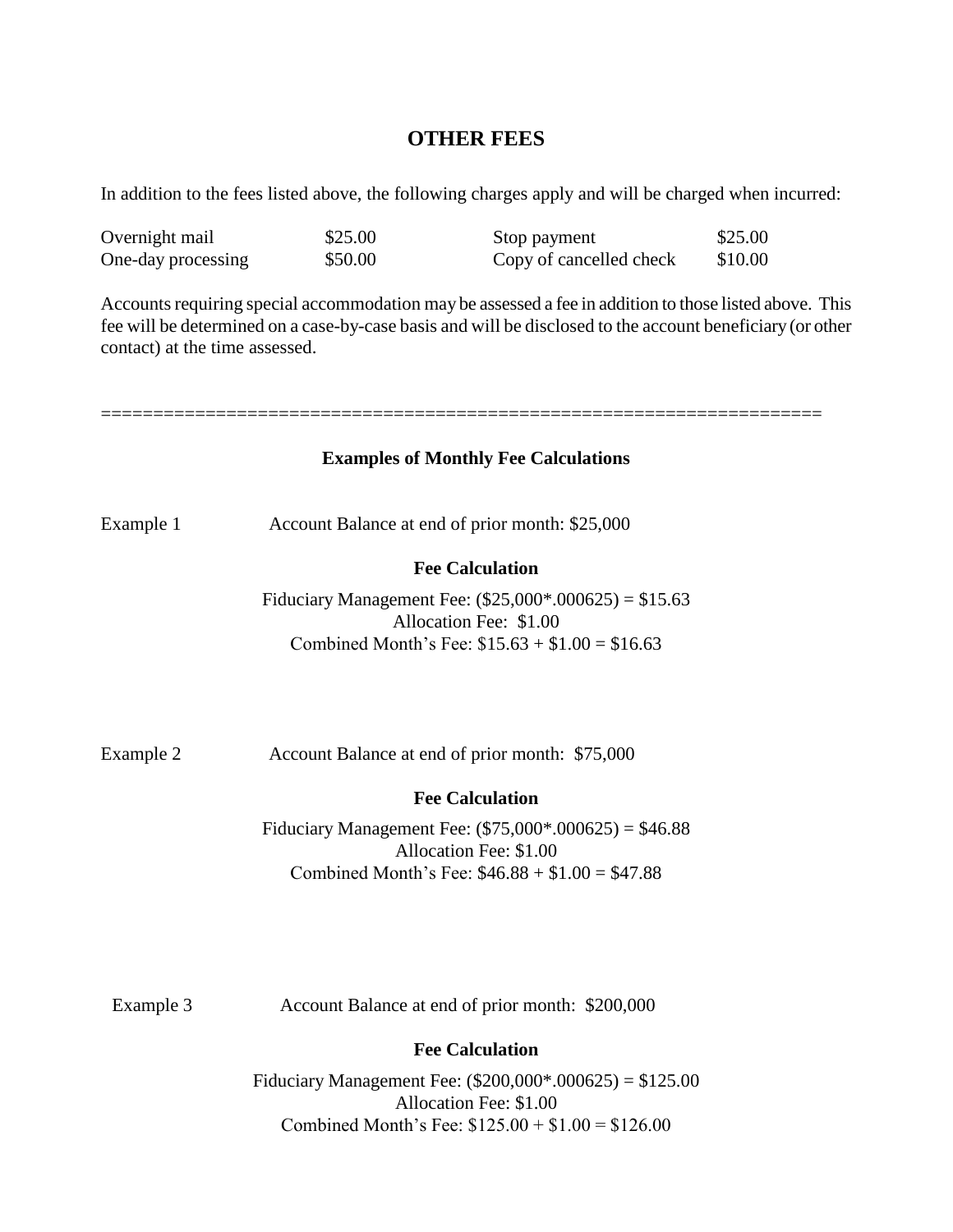## OTHER FEES

In addition to the fees listed above, the following charges apply and will be charged when incurred:

| | | | |
|---|---|---|---|
| Overnight mail | $25.00 | Stop payment | $25.00 |
| One-day processing | $50.00 | Copy of cancelled check | $10.00 |

Accounts requiring special accommodation may be assessed a fee in addition to those listed above. This fee will be determined on a case-by-case basis and will be disclosed to the account beneficiary (or other contact) at the time assessed.

==================================================================

### Examples of Monthly Fee Calculations

Example 1 Account Balance at end of prior month: $25,000

**Fee Calculation**

Fiduciary Management Fee: ($25,000*.000625) = $15.63
Allocation Fee: $1.00
Combined Month's Fee: $15.63 + $1.00 = $16.63

Example 2 Account Balance at end of prior month: $75,000

**Fee Calculation**

Fiduciary Management Fee: ($75,000*.000625) = $46.88
Allocation Fee: $1.00
Combined Month's Fee: $46.88 + $1.00 = $47.88

Example 3 Account Balance at end of prior month: $200,000

**Fee Calculation**

Fiduciary Management Fee: ($200,000*.000625) = $125.00
Allocation Fee: $1.00
Combined Month's Fee: $125.00 + $1.00 = $126.00